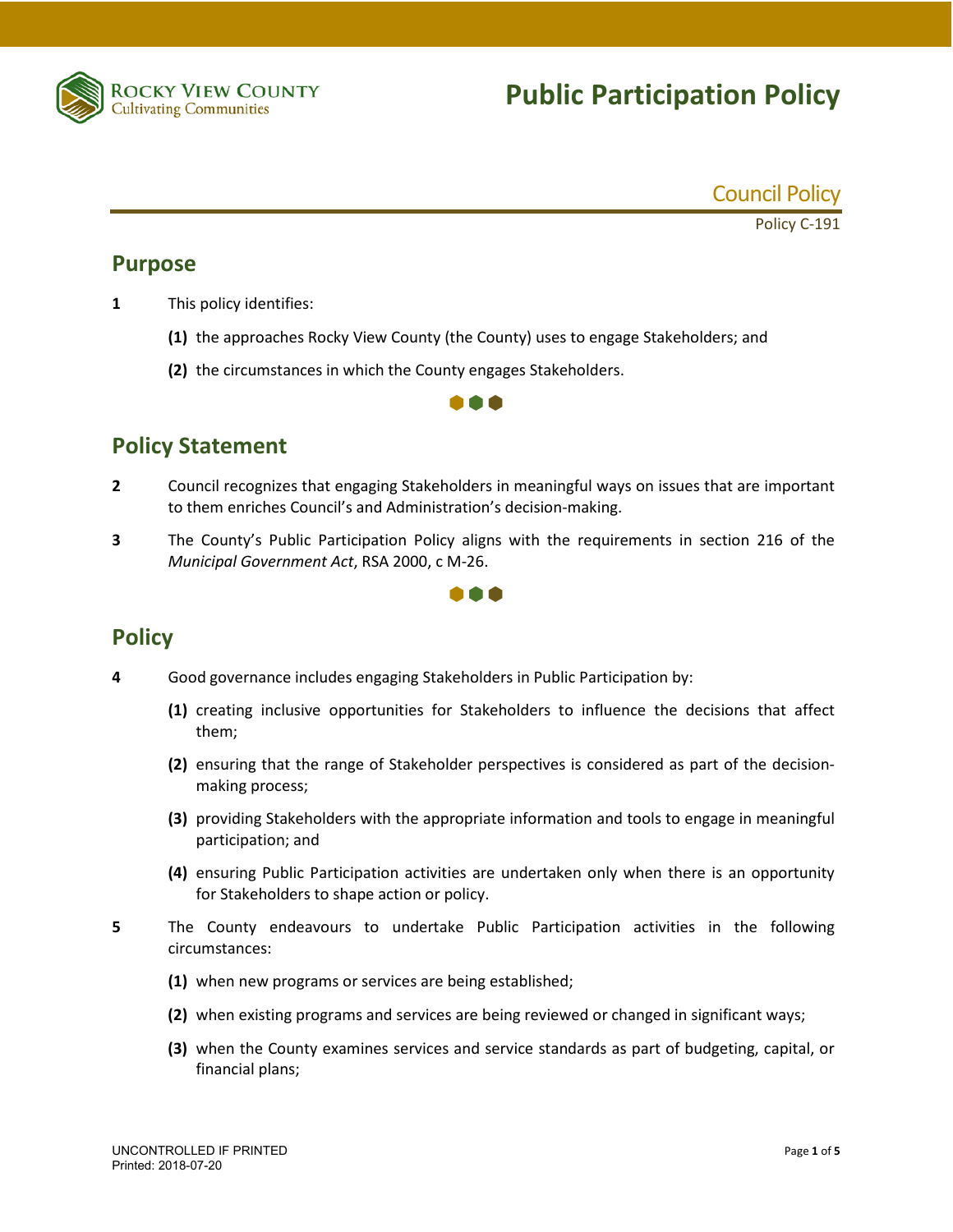# Public Participation Policy

Council Policy

Policy C-191

## Purpose

**1** This policy identifies:

**(1)** the approaches Rocky View County (the County) uses to engage Stakeholders; and

**(2)** the circumstances in which the County engages Stakeholders.

## Policy Statement

**2** Council recognizes that engaging Stakeholders in meaningful ways on issues that are important to them enriches Council's and Administration's decision-making.

**3** The County's Public Participation Policy aligns with the requirements in section 216 of the *Municipal Government Act*, RSA 2000, c M-26.

## Policy

**4** Good governance includes engaging Stakeholders in Public Participation by:

**(1)** creating inclusive opportunities for Stakeholders to influence the decisions that affect them;

**(2)** ensuring that the range of Stakeholder perspectives is considered as part of the decision-making process;

**(3)** providing Stakeholders with the appropriate information and tools to engage in meaningful participation; and

**(4)** ensuring Public Participation activities are undertaken only when there is an opportunity for Stakeholders to shape action or policy.

**5** The County endeavours to undertake Public Participation activities in the following circumstances:

**(1)** when new programs or services are being established;

**(2)** when existing programs and services are being reviewed or changed in significant ways;

**(3)** when the County examines services and service standards as part of budgeting, capital, or financial plans;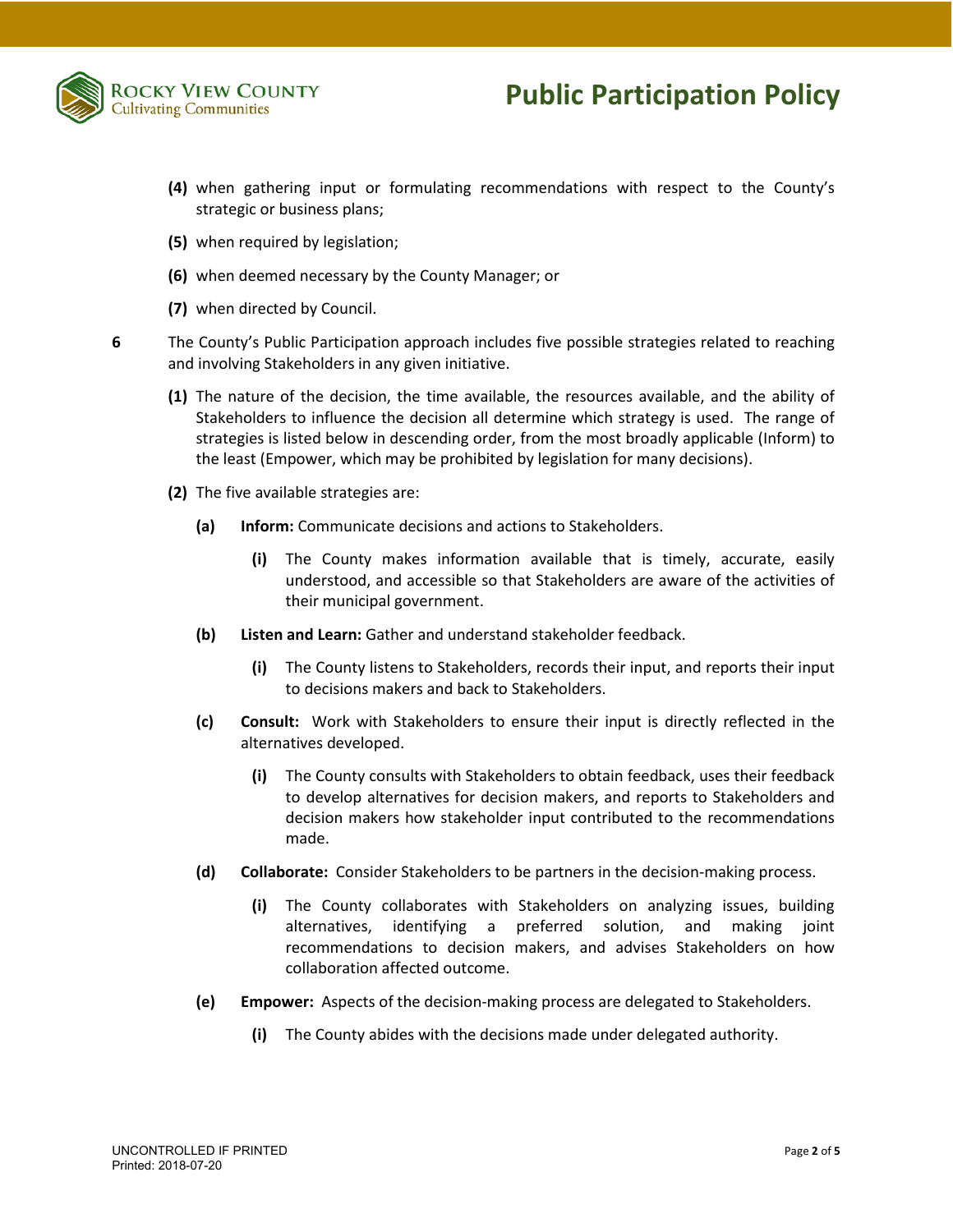**(4)** when gathering input or formulating recommendations with respect to the County's strategic or business plans;

**(5)** when required by legislation;

**(6)** when deemed necessary by the County Manager; or

**(7)** when directed by Council.

**6** The County's Public Participation approach includes five possible strategies related to reaching and involving Stakeholders in any given initiative.

**(1)** The nature of the decision, the time available, the resources available, and the ability of Stakeholders to influence the decision all determine which strategy is used. The range of strategies is listed below in descending order, from the most broadly applicable (Inform) to the least (Empower, which may be prohibited by legislation for many decisions).

**(2)** The five available strategies are:

**(a)** **Inform:** Communicate decisions and actions to Stakeholders.

**(i)** The County makes information available that is timely, accurate, easily understood, and accessible so that Stakeholders are aware of the activities of their municipal government.

**(b)** **Listen and Learn:** Gather and understand stakeholder feedback.

**(i)** The County listens to Stakeholders, records their input, and reports their input to decisions makers and back to Stakeholders.

**(c)** **Consult:** Work with Stakeholders to ensure their input is directly reflected in the alternatives developed.

**(i)** The County consults with Stakeholders to obtain feedback, uses their feedback to develop alternatives for decision makers, and reports to Stakeholders and decision makers how stakeholder input contributed to the recommendations made.

**(d)** **Collaborate:** Consider Stakeholders to be partners in the decision-making process.

**(i)** The County collaborates with Stakeholders on analyzing issues, building alternatives, identifying a preferred solution, and making joint recommendations to decision makers, and advises Stakeholders on how collaboration affected outcome.

**(e)** **Empower:** Aspects of the decision-making process are delegated to Stakeholders.

**(i)** The County abides with the decisions made under delegated authority.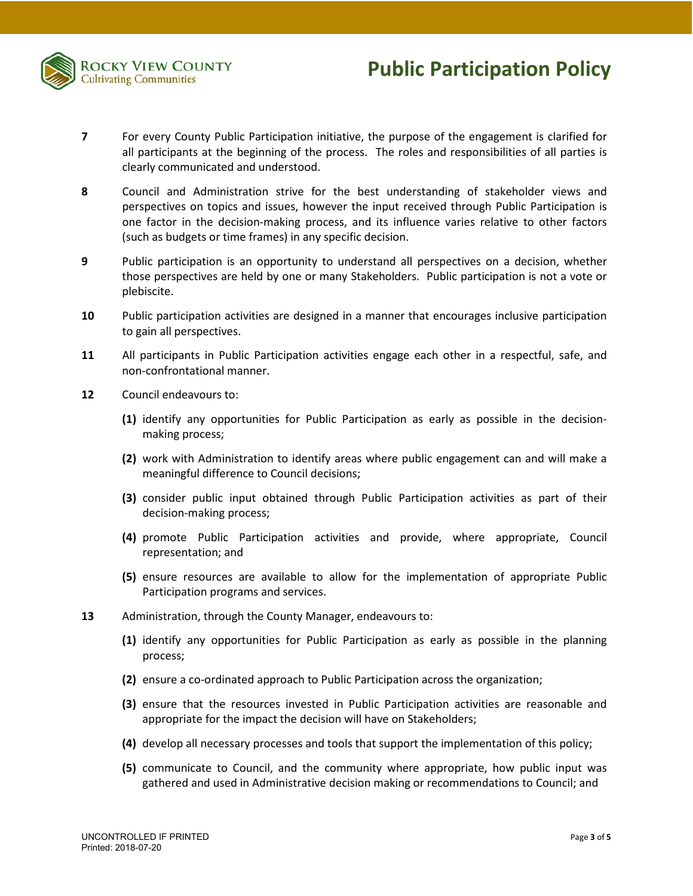**7** For every County Public Participation initiative, the purpose of the engagement is clarified for all participants at the beginning of the process. The roles and responsibilities of all parties is clearly communicated and understood.

**8** Council and Administration strive for the best understanding of stakeholder views and perspectives on topics and issues, however the input received through Public Participation is one factor in the decision-making process, and its influence varies relative to other factors (such as budgets or time frames) in any specific decision.

**9** Public participation is an opportunity to understand all perspectives on a decision, whether those perspectives are held by one or many Stakeholders. Public participation is not a vote or plebiscite.

**10** Public participation activities are designed in a manner that encourages inclusive participation to gain all perspectives.

**11** All participants in Public Participation activities engage each other in a respectful, safe, and non-confrontational manner.

**12** Council endeavours to:

- **(1)** identify any opportunities for Public Participation as early as possible in the decision-making process;
- **(2)** work with Administration to identify areas where public engagement can and will make a meaningful difference to Council decisions;
- **(3)** consider public input obtained through Public Participation activities as part of their decision-making process;
- **(4)** promote Public Participation activities and provide, where appropriate, Council representation; and
- **(5)** ensure resources are available to allow for the implementation of appropriate Public Participation programs and services.

**13** Administration, through the County Manager, endeavours to:

- **(1)** identify any opportunities for Public Participation as early as possible in the planning process;
- **(2)** ensure a co-ordinated approach to Public Participation across the organization;
- **(3)** ensure that the resources invested in Public Participation activities are reasonable and appropriate for the impact the decision will have on Stakeholders;
- **(4)** develop all necessary processes and tools that support the implementation of this policy;
- **(5)** communicate to Council, and the community where appropriate, how public input was gathered and used in Administrative decision making or recommendations to Council; and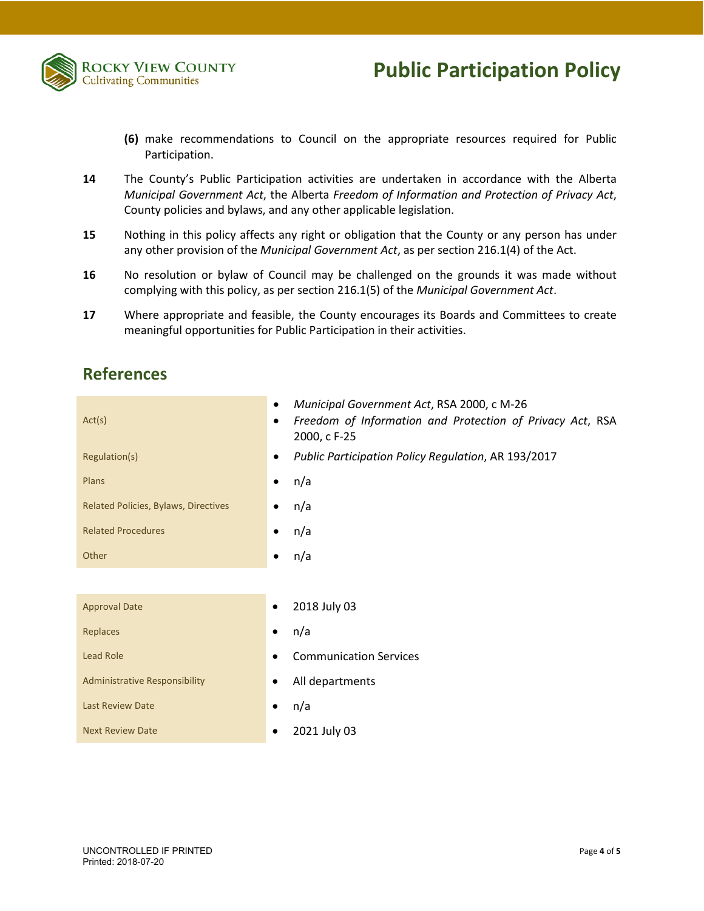**(6)** make recommendations to Council on the appropriate resources required for Public Participation.

**14** The County's Public Participation activities are undertaken in accordance with the Alberta *Municipal Government Act*, the Alberta *Freedom of Information and Protection of Privacy Act*, County policies and bylaws, and any other applicable legislation.

**15** Nothing in this policy affects any right or obligation that the County or any person has under any other provision of the *Municipal Government Act*, as per section 216.1(4) of the Act.

**16** No resolution or bylaw of Council may be challenged on the grounds it was made without complying with this policy, as per section 216.1(5) of the *Municipal Government Act*.

**17** Where appropriate and feasible, the County encourages its Boards and Committees to create meaningful opportunities for Public Participation in their activities.

## References

| | |
|---|---|
| Act(s) | • *Municipal Government Act*, RSA 2000, c M-26<br>• *Freedom of Information and Protection of Privacy Act*, RSA 2000, c F-25 |
| Regulation(s) | • *Public Participation Policy Regulation*, AR 193/2017 |
| Plans | • n/a |
| Related Policies, Bylaws, Directives | • n/a |
| Related Procedures | • n/a |
| Other | • n/a |

| | |
|---|---|
| Approval Date | • 2018 July 03 |
| Replaces | • n/a |
| Lead Role | • Communication Services |
| Administrative Responsibility | • All departments |
| Last Review Date | • n/a |
| Next Review Date | • 2021 July 03 |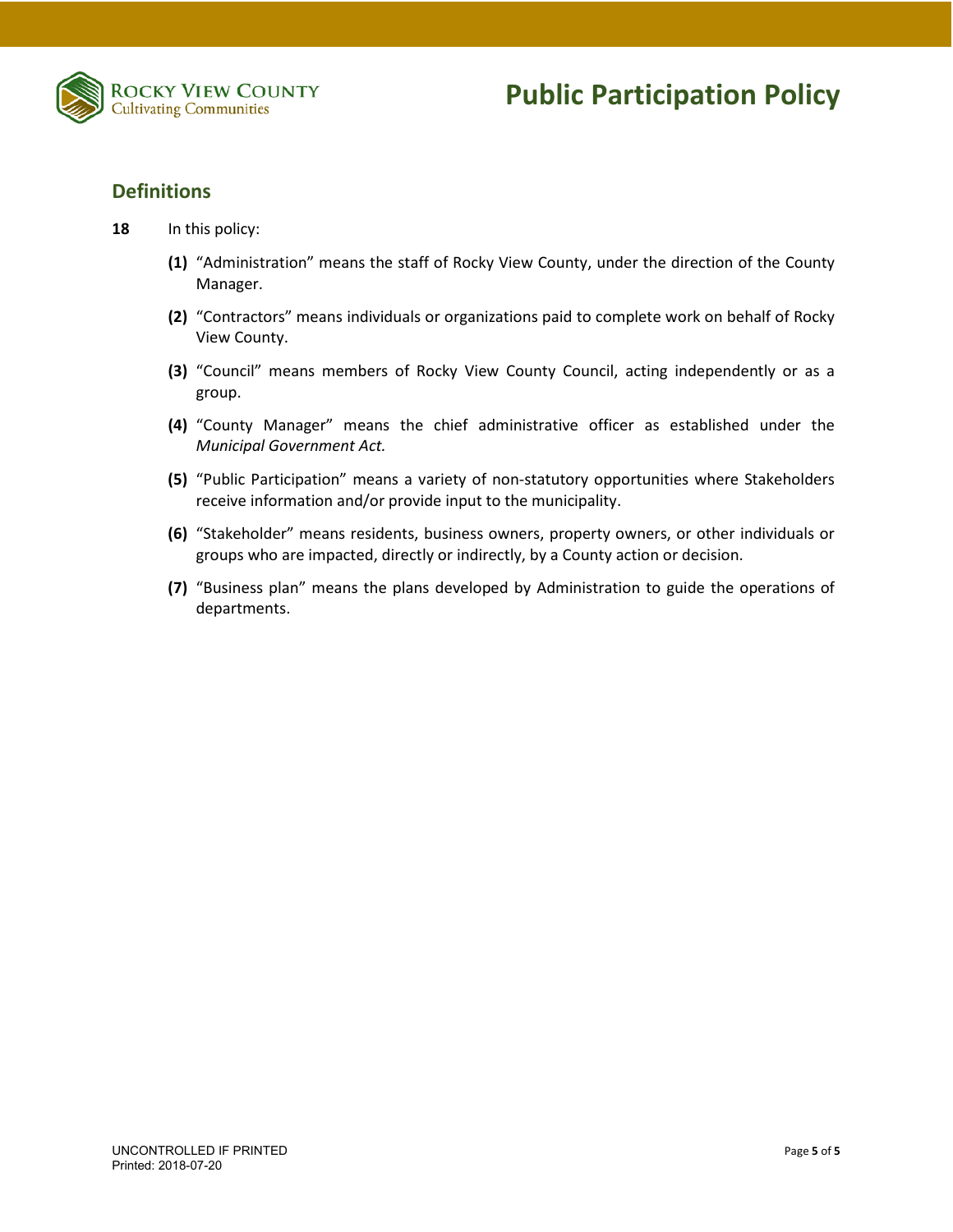## Definitions

**18** In this policy:

**(1)** "Administration" means the staff of Rocky View County, under the direction of the County Manager.

**(2)** "Contractors" means individuals or organizations paid to complete work on behalf of Rocky View County.

**(3)** "Council" means members of Rocky View County Council, acting independently or as a group.

**(4)** "County Manager" means the chief administrative officer as established under the *Municipal Government Act.*

**(5)** "Public Participation" means a variety of non-statutory opportunities where Stakeholders receive information and/or provide input to the municipality.

**(6)** "Stakeholder" means residents, business owners, property owners, or other individuals or groups who are impacted, directly or indirectly, by a County action or decision.

**(7)** "Business plan" means the plans developed by Administration to guide the operations of departments.

UNCONTROLLED IF PRINTED
Printed: 2018-07-20